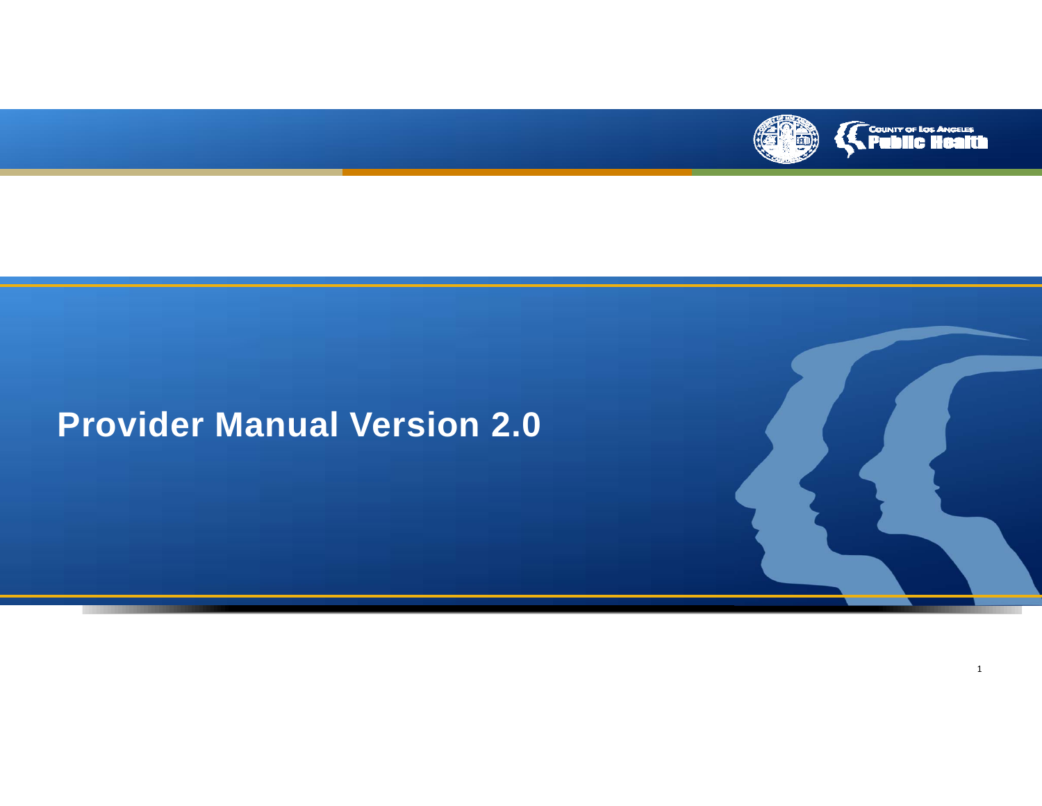COUNTY OF LOS ANGELES
Public Health

# Provider Manual Version 2.0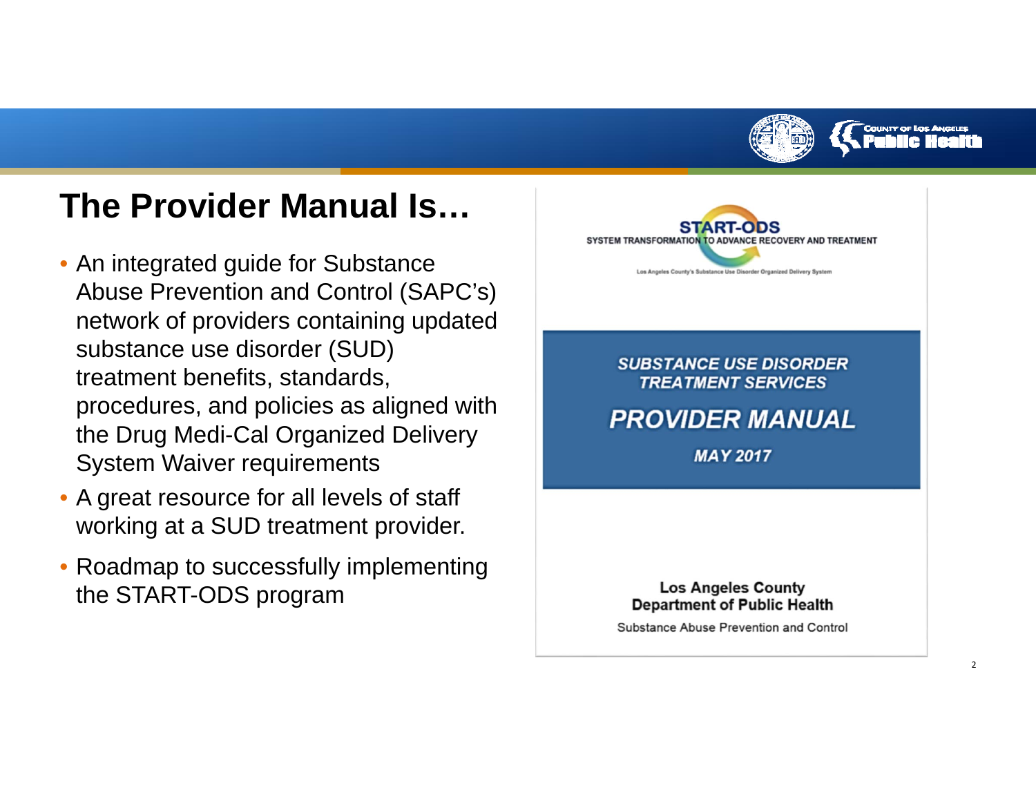# The Provider Manual Is…

- An integrated guide for Substance Abuse Prevention and Control (SAPC's) network of providers containing updated substance use disorder (SUD) treatment benefits, standards, procedures, and policies as aligned with the Drug Medi-Cal Organized Delivery System Waiver requirements
- A great resource for all levels of staff working at a SUD treatment provider.
- Roadmap to successfully implementing the START-ODS program

START-ODS

SYSTEM TRANSFORMATION TO ADVANCE RECOVERY AND TREATMENT

Los Angeles County's Substance Use Disorder Organized Delivery System

***SUBSTANCE USE DISORDER TREATMENT SERVICES***

***PROVIDER MANUAL***

***MAY 2017***

**Los Angeles County Department of Public Health**

Substance Abuse Prevention and Control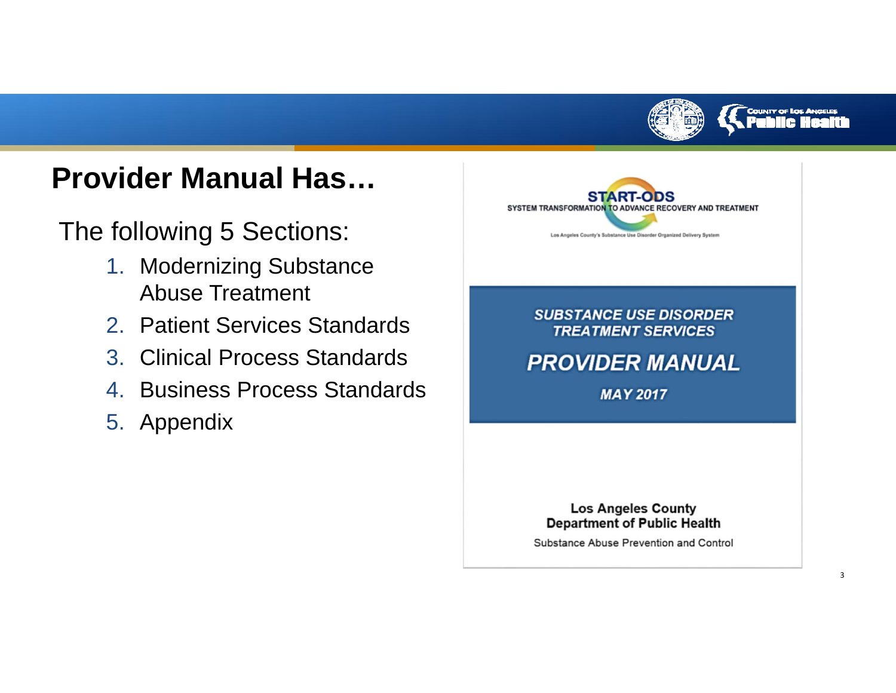# Provider Manual Has…

The following 5 Sections:

1. Modernizing Substance Abuse Treatment
2. Patient Services Standards
3. Clinical Process Standards
4. Business Process Standards
5. Appendix

START-ODS
SYSTEM TRANSFORMATION TO ADVANCE RECOVERY AND TREATMENT

Los Angeles County's Substance Use Disorder Organized Delivery System

**SUBSTANCE USE DISORDER TREATMENT SERVICES**

**PROVIDER MANUAL**

**MAY 2017**

**Los Angeles County**
**Department of Public Health**

Substance Abuse Prevention and Control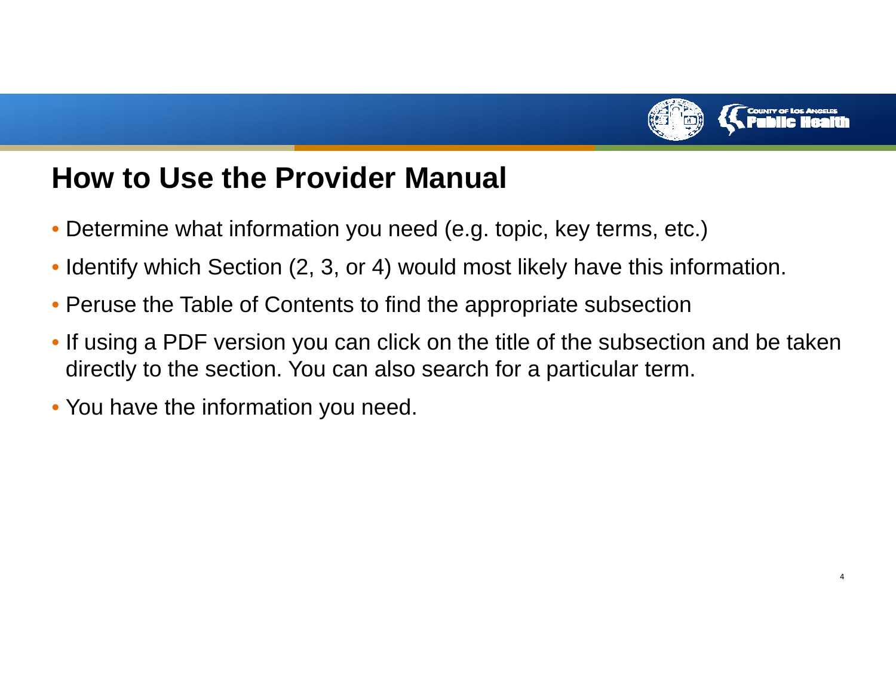# How to Use the Provider Manual

- Determine what information you need (e.g. topic, key terms, etc.)
- Identify which Section (2, 3, or 4) would most likely have this information.
- Peruse the Table of Contents to find the appropriate subsection
- If using a PDF version you can click on the title of the subsection and be taken directly to the section. You can also search for a particular term.
- You have the information you need.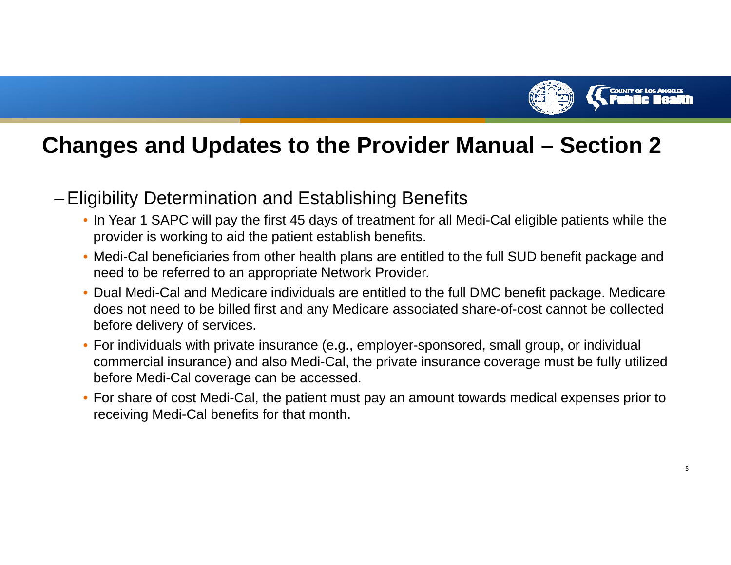# Changes and Updates to the Provider Manual – Section 2

- Eligibility Determination and Establishing Benefits
  - In Year 1 SAPC will pay the first 45 days of treatment for all Medi-Cal eligible patients while the provider is working to aid the patient establish benefits.
  - Medi-Cal beneficiaries from other health plans are entitled to the full SUD benefit package and need to be referred to an appropriate Network Provider.
  - Dual Medi-Cal and Medicare individuals are entitled to the full DMC benefit package. Medicare does not need to be billed first and any Medicare associated share-of-cost cannot be collected before delivery of services.
  - For individuals with private insurance (e.g., employer-sponsored, small group, or individual commercial insurance) and also Medi-Cal, the private insurance coverage must be fully utilized before Medi-Cal coverage can be accessed.
  - For share of cost Medi-Cal, the patient must pay an amount towards medical expenses prior to receiving Medi-Cal benefits for that month.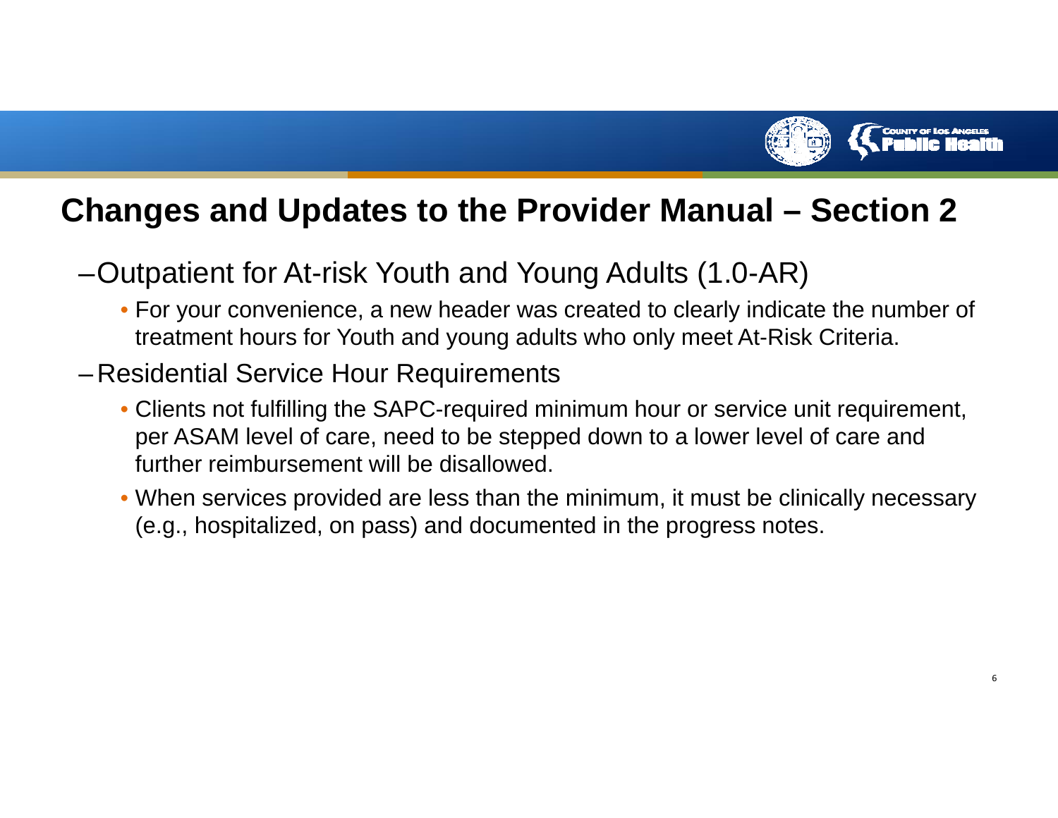# Changes and Updates to the Provider Manual – Section 2

- Outpatient for At-risk Youth and Young Adults (1.0-AR)
  - For your convenience, a new header was created to clearly indicate the number of treatment hours for Youth and young adults who only meet At-Risk Criteria.
- Residential Service Hour Requirements
  - Clients not fulfilling the SAPC-required minimum hour or service unit requirement, per ASAM level of care, need to be stepped down to a lower level of care and further reimbursement will be disallowed.
  - When services provided are less than the minimum, it must be clinically necessary (e.g., hospitalized, on pass) and documented in the progress notes.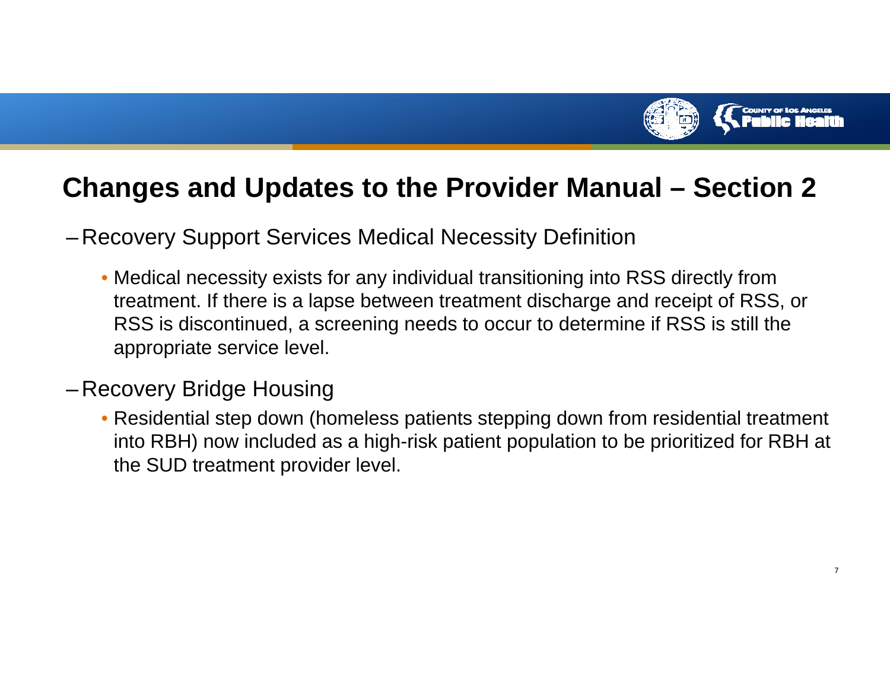# Changes and Updates to the Provider Manual – Section 2

- Recovery Support Services Medical Necessity Definition
  - Medical necessity exists for any individual transitioning into RSS directly from treatment. If there is a lapse between treatment discharge and receipt of RSS, or RSS is discontinued, a screening needs to occur to determine if RSS is still the appropriate service level.
- Recovery Bridge Housing
  - Residential step down (homeless patients stepping down from residential treatment into RBH) now included as a high-risk patient population to be prioritized for RBH at the SUD treatment provider level.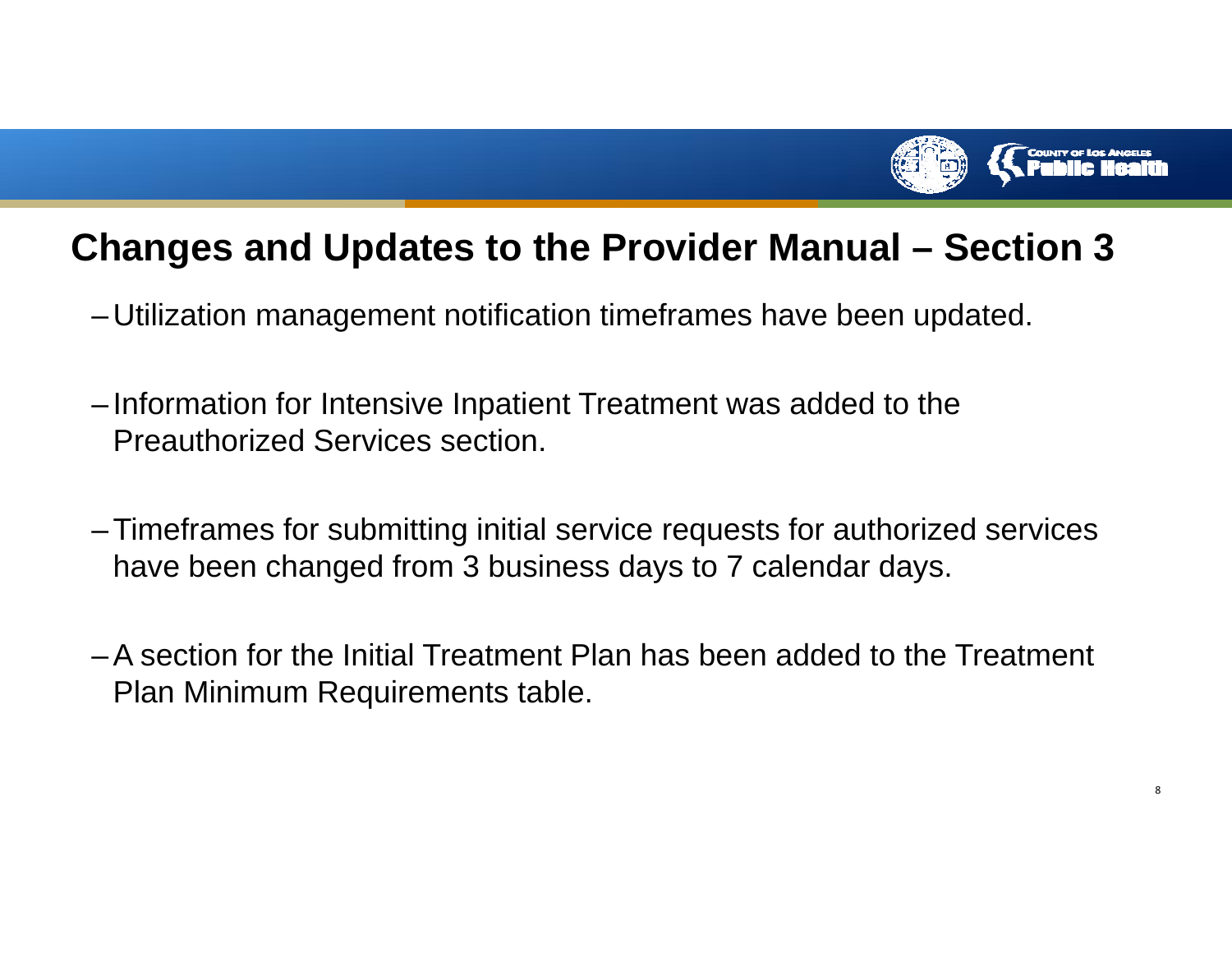# Changes and Updates to the Provider Manual – Section 3

- Utilization management notification timeframes have been updated.
- Information for Intensive Inpatient Treatment was added to the Preauthorized Services section.
- Timeframes for submitting initial service requests for authorized services have been changed from 3 business days to 7 calendar days.
- A section for the Initial Treatment Plan has been added to the Treatment Plan Minimum Requirements table.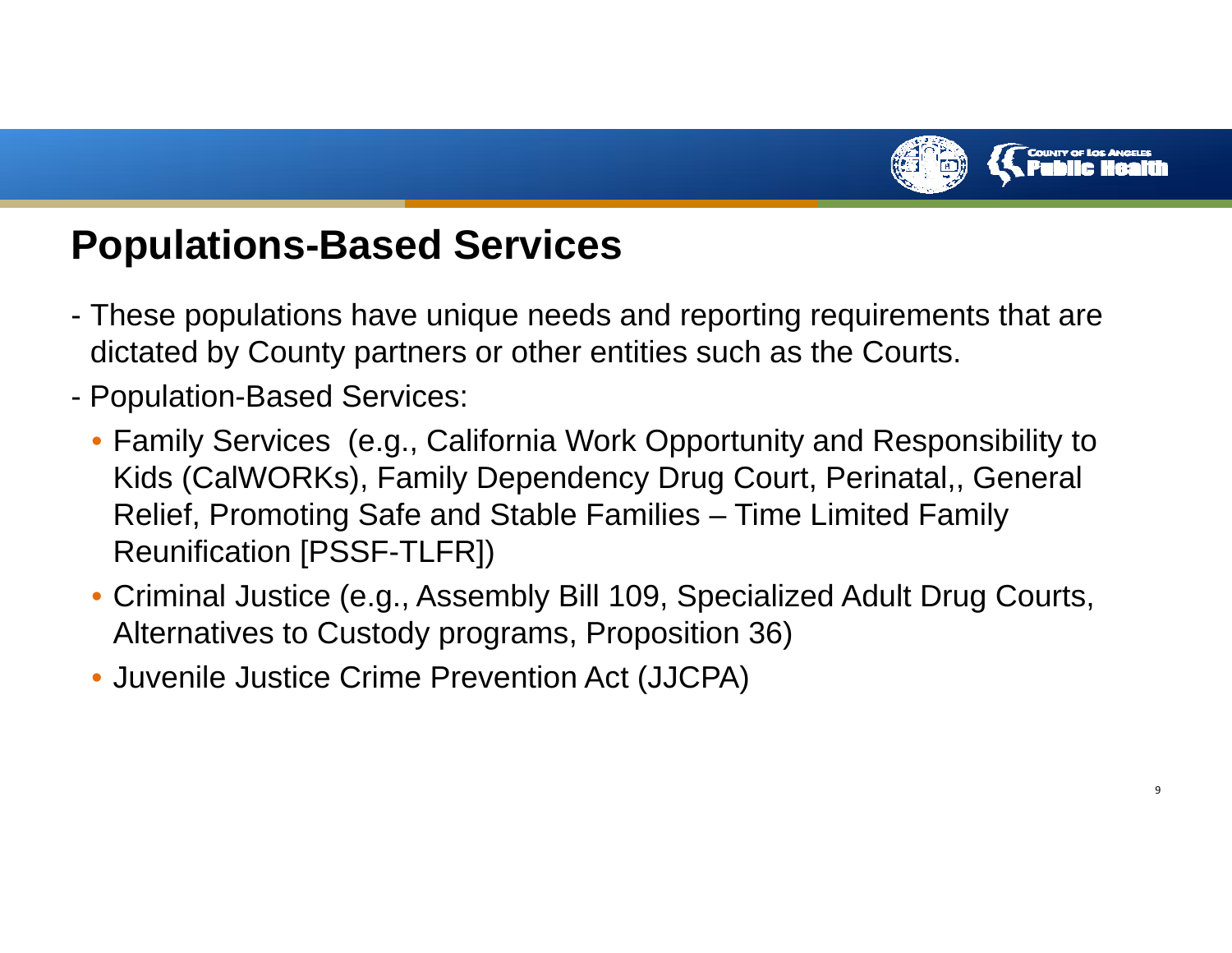# Populations-Based Services

- These populations have unique needs and reporting requirements that are dictated by County partners or other entities such as the Courts.
- Population-Based Services:
  - Family Services  (e.g., California Work Opportunity and Responsibility to Kids (CalWORKs), Family Dependency Drug Court, Perinatal,, General Relief, Promoting Safe and Stable Families – Time Limited Family Reunification [PSSF-TLFR])
  - Criminal Justice (e.g., Assembly Bill 109, Specialized Adult Drug Courts, Alternatives to Custody programs, Proposition 36)
  - Juvenile Justice Crime Prevention Act (JJCPA)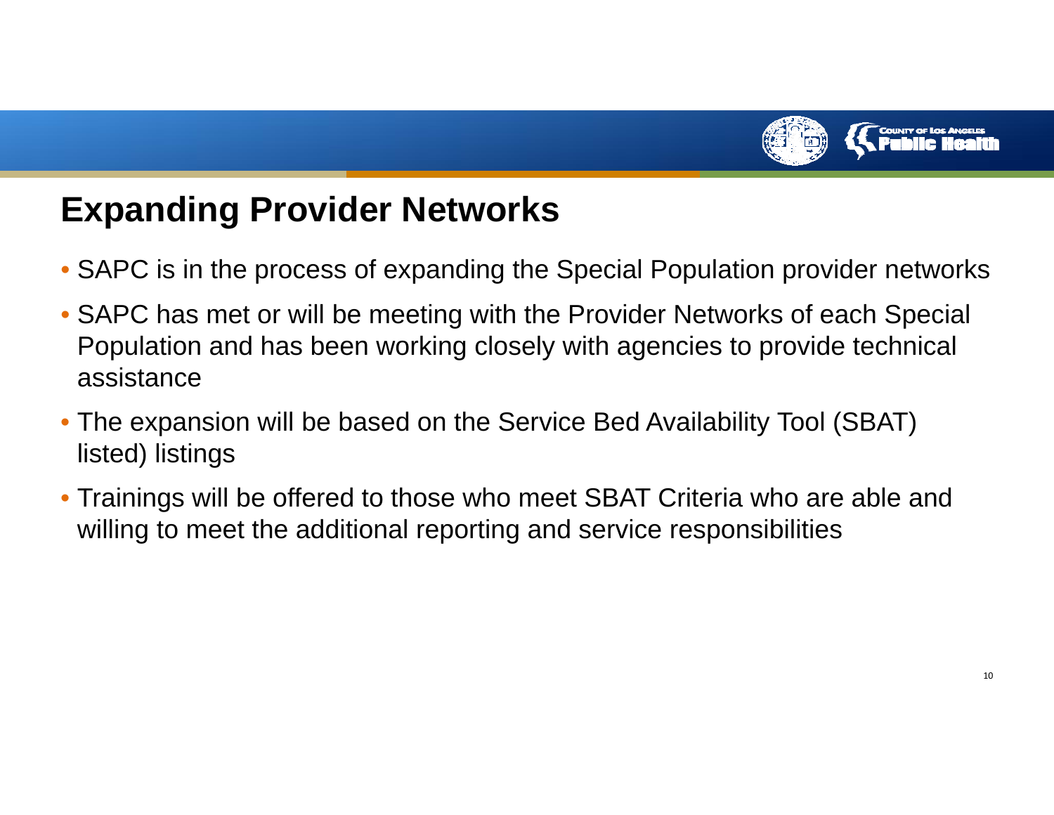## Expanding Provider Networks

- SAPC is in the process of expanding the Special Population provider networks
- SAPC has met or will be meeting with the Provider Networks of each Special Population and has been working closely with agencies to provide technical assistance
- The expansion will be based on the Service Bed Availability Tool (SBAT) listed) listings
- Trainings will be offered to those who meet SBAT Criteria who are able and willing to meet the additional reporting and service responsibilities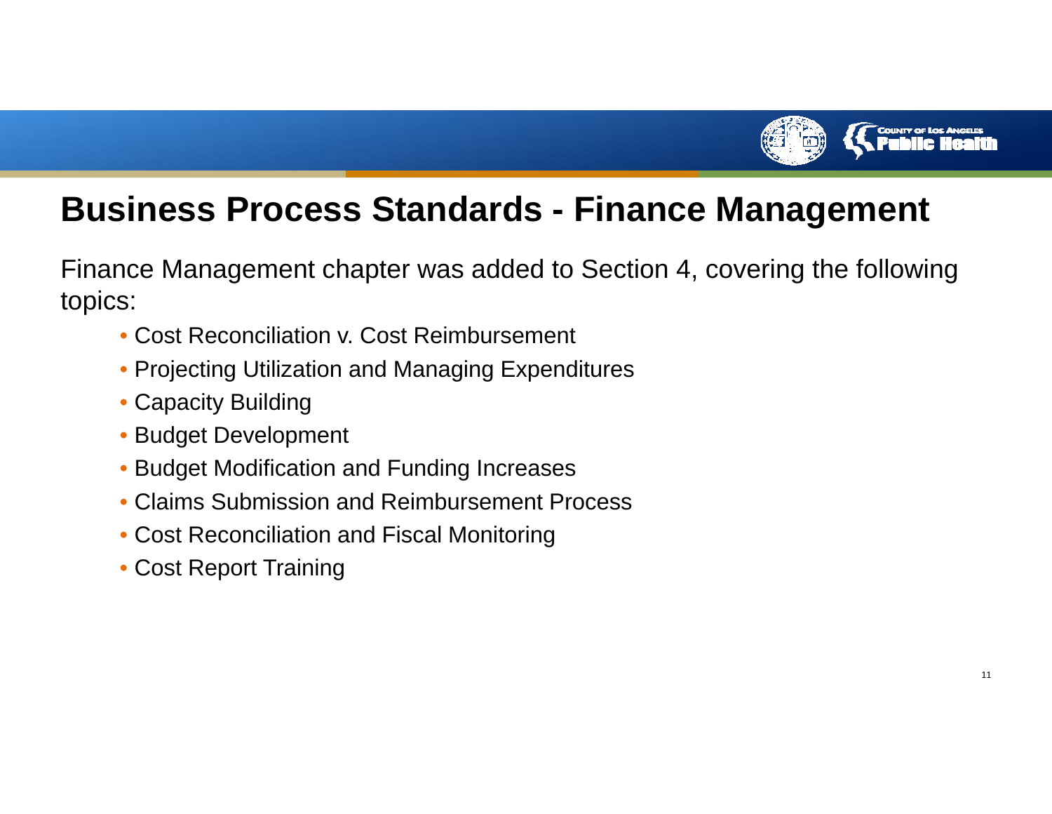# Business Process Standards - Finance Management

Finance Management chapter was added to Section 4, covering the following topics:

- Cost Reconciliation v. Cost Reimbursement
- Projecting Utilization and Managing Expenditures
- Capacity Building
- Budget Development
- Budget Modification and Funding Increases
- Claims Submission and Reimbursement Process
- Cost Reconciliation and Fiscal Monitoring
- Cost Report Training